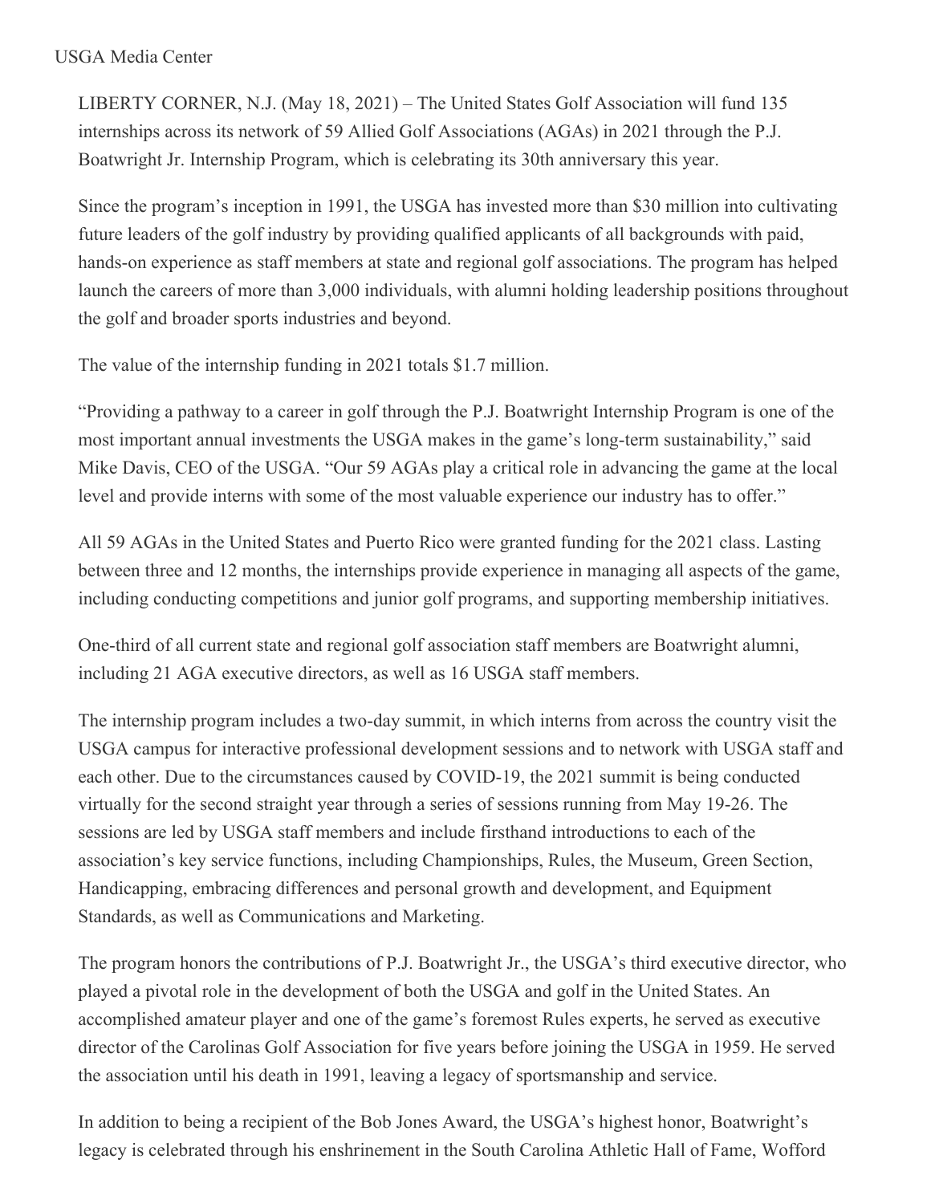USGA Media Center

LIBERTY CORNER, N.J. (May 18, 2021) – The United States Golf Association will fund 135 internships across its network of 59 Allied Golf Associations (AGAs) in 2021 through the P.J. Boatwright Jr. Internship Program, which is celebrating its 30th anniversary this year.

Since the program's inception in 1991, the USGA has invested more than $30 million into cultivating future leaders of the golf industry by providing qualified applicants of all backgrounds with paid, hands-on experience as staff members at state and regional golf associations. The program has helped launch the careers of more than 3,000 individuals, with alumni holding leadership positions throughout the golf and broader sports industries and beyond.

The value of the internship funding in 2021 totals $1.7 million.

"Providing a pathway to a career in golf through the P.J. Boatwright Internship Program is one of the most important annual investments the USGA makes in the game's long-term sustainability," said Mike Davis, CEO of the USGA. "Our 59 AGAs play a critical role in advancing the game at the local level and provide interns with some of the most valuable experience our industry has to offer."

All 59 AGAs in the United States and Puerto Rico were granted funding for the 2021 class. Lasting between three and 12 months, the internships provide experience in managing all aspects of the game, including conducting competitions and junior golf programs, and supporting membership initiatives.

One-third of all current state and regional golf association staff members are Boatwright alumni, including 21 AGA executive directors, as well as 16 USGA staff members.

The internship program includes a two-day summit, in which interns from across the country visit the USGA campus for interactive professional development sessions and to network with USGA staff and each other. Due to the circumstances caused by COVID-19, the 2021 summit is being conducted virtually for the second straight year through a series of sessions running from May 19-26. The sessions are led by USGA staff members and include firsthand introductions to each of the association's key service functions, including Championships, Rules, the Museum, Green Section, Handicapping, embracing differences and personal growth and development, and Equipment Standards, as well as Communications and Marketing.

The program honors the contributions of P.J. Boatwright Jr., the USGA's third executive director, who played a pivotal role in the development of both the USGA and golf in the United States. An accomplished amateur player and one of the game's foremost Rules experts, he served as executive director of the Carolinas Golf Association for five years before joining the USGA in 1959. He served the association until his death in 1991, leaving a legacy of sportsmanship and service.

In addition to being a recipient of the Bob Jones Award, the USGA's highest honor, Boatwright's legacy is celebrated through his enshrinement in the South Carolina Athletic Hall of Fame, Wofford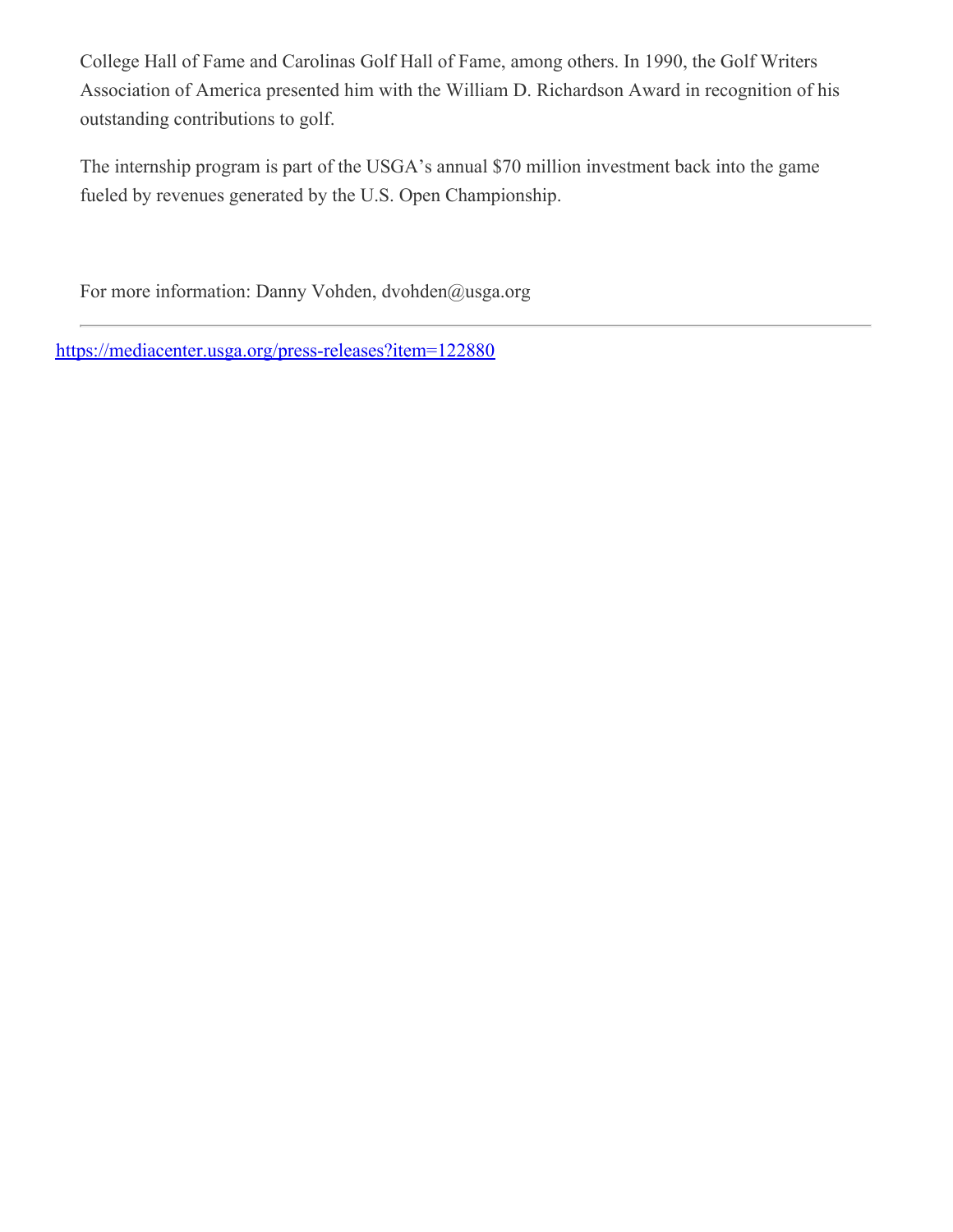College Hall of Fame and Carolinas Golf Hall of Fame, among others. In 1990, the Golf Writers Association of America presented him with the William D. Richardson Award in recognition of his outstanding contributions to golf.

The internship program is part of the USGA's annual $70 million investment back into the game fueled by revenues generated by the U.S. Open Championship.

For more information: Danny Vohden, dvohden@usga.org

---

https://mediacenter.usga.org/press-releases?item=122880